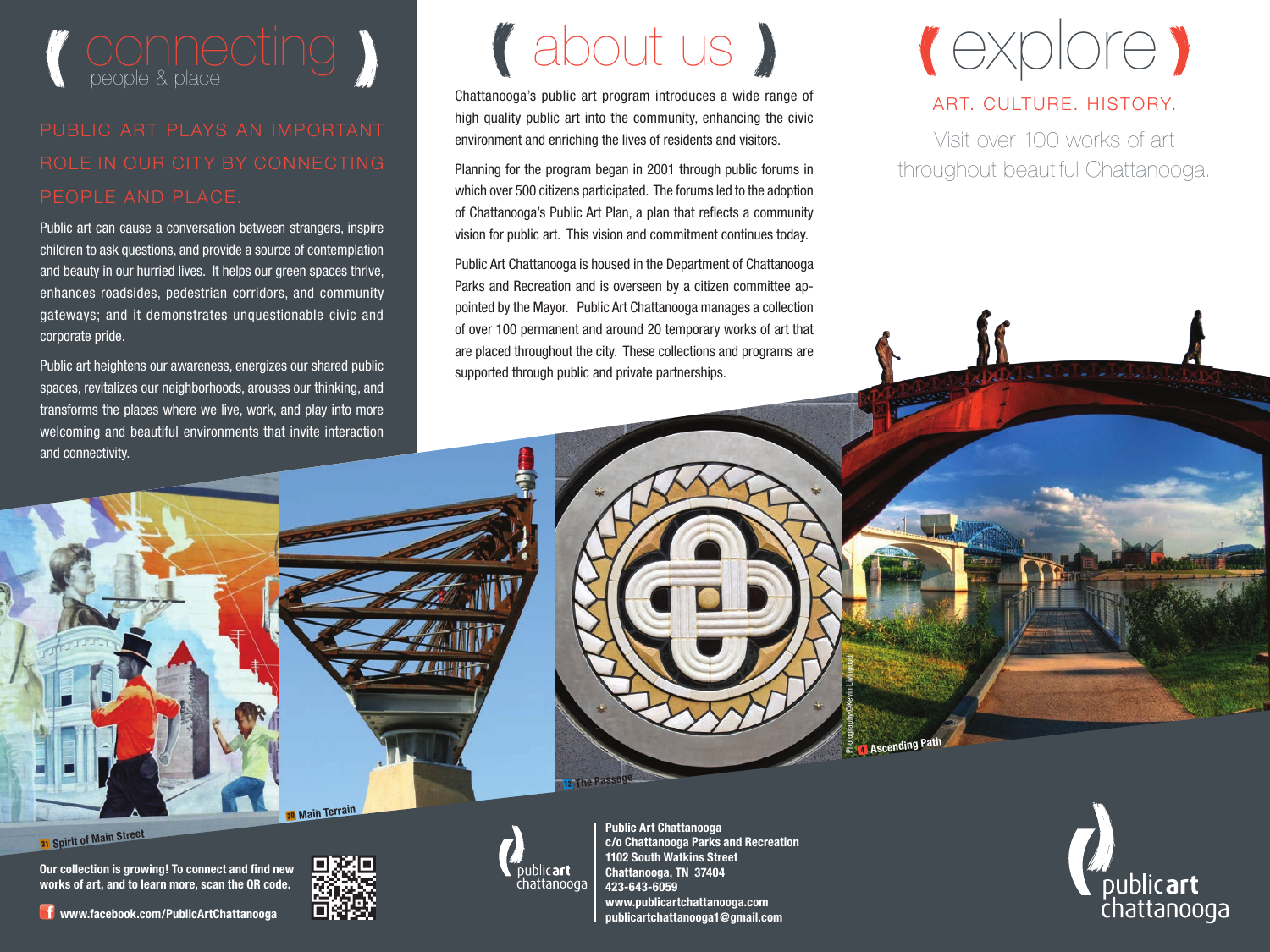# ( connecting )

people & place

## PUBLIC ART PLAYS AN IMPORTANT ROLE IN OUR CITY BY CONNECTING PEOPLE AND PLACE.

Public art can cause a conversation between strangers, inspire children to ask questions, and provide a source of contemplation and beauty in our hurried lives. It helps our green spaces thrive, enhances roadsides, pedestrian corridors, and community gateways; and it demonstrates unquestionable civic and corporate pride.

Public art heightens our awareness, energizes our shared public spaces, revitalizes our neighborhoods, arouses our thinking, and transforms the places where we live, work, and play into more welcoming and beautiful environments that invite interaction and connectivity.

# ( about us )

Chattanooga's public art program introduces a wide range of high quality public art into the community, enhancing the civic environment and enriching the lives of residents and visitors.

Planning for the program began in 2001 through public forums in which over 500 citizens participated. The forums led to the adoption of Chattanooga's Public Art Plan, a plan that reflects a community vision for public art. This vision and commitment continues today.

Public Art Chattanooga is housed in the Department of Chattanooga Parks and Recreation and is overseen by a citizen committee appointed by the Mayor. Public Art Chattanooga manages a collection of over 100 permanent and around 20 temporary works of art that are placed throughout the city. These collections and programs are supported through public and private partnerships.

# ( explore )

## ART. CULTURE. HISTORY.

Visit over 100 works of art throughout beautiful Chattanooga.

31 Spirit of Main Street

30 Main Terrain

12 The Passage

4 Ascending Path

Photography©Kevin Livingood

**Our collection is growing! To connect and find new works of art, and to learn more, scan the QR code.**

**www.facebook.com/PublicArtChattanooga**

public art chattanooga

**Public Art Chattanooga**
**c/o Chattanooga Parks and Recreation**
**1102 South Watkins Street**
**Chattanooga, TN 37404**
**423-643-6059**
**www.publicartchattanooga.com**
**publicartchattanooga1@gmail.com**

public art chattanooga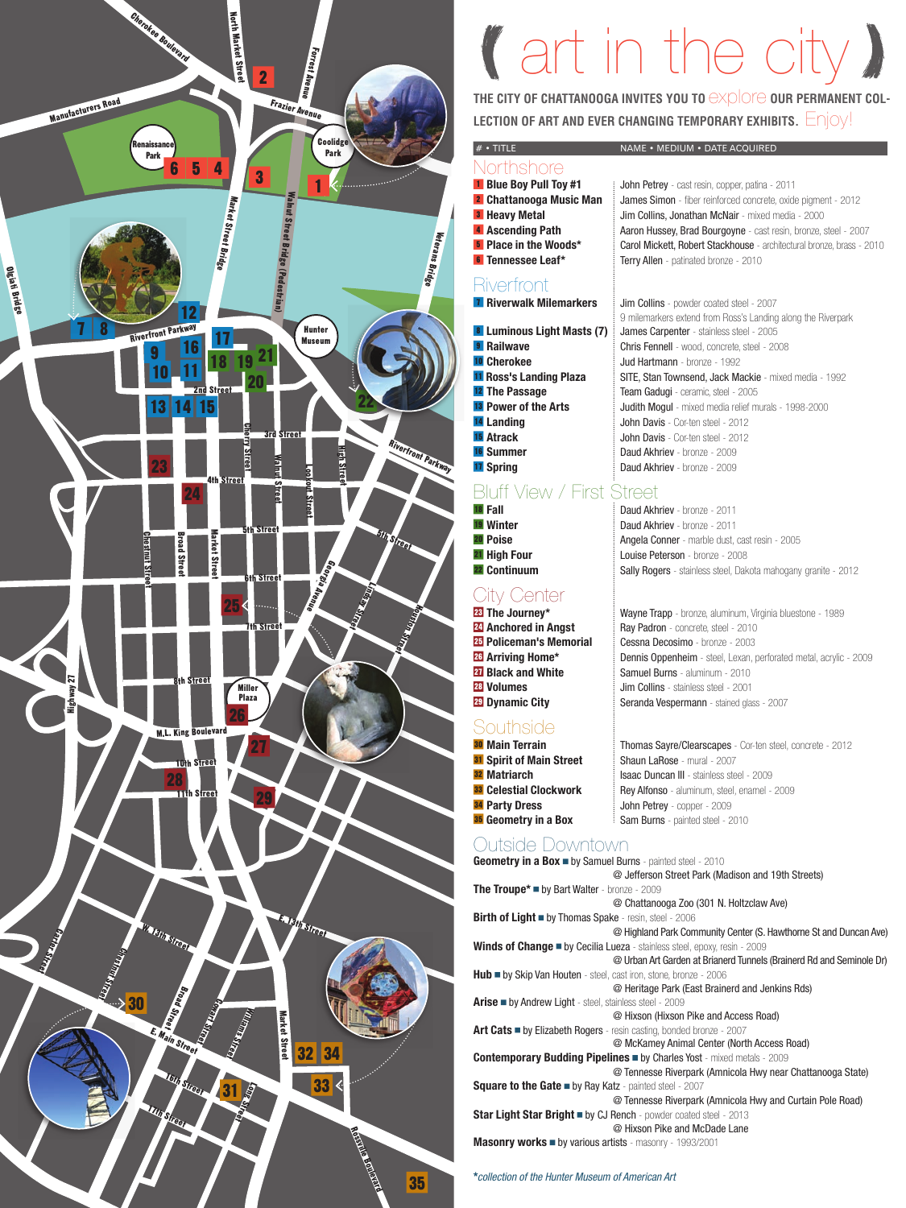# ( art in the city )

**THE CITY OF CHATTANOOGA INVITES YOU TO** explore **OUR PERMANENT COLLECTION OF ART AND EVER CHANGING TEMPORARY EXHIBITS.** Enjoy!

| # • TITLE | NAME • MEDIUM • DATE ACQUIRED |
|---|---|
| **Northshore** | |
| **1 Blue Boy Pull Toy #1** | John Petrey - cast resin, copper, patina - 2011 |
| **2 Chattanooga Music Man** | James Simon - fiber reinforced concrete, oxide pigment - 2012 |
| **3 Heavy Metal** | Jim Collins, Jonathan McNair - mixed media - 2000 |
| **4 Ascending Path** | Aaron Hussey, Brad Bourgoyne - cast resin, bronze, steel - 2007 |
| **5 Place in the Woods*** | Carol Mickett, Robert Stackhouse - architectural bronze, brass - 2010 |
| **6 Tennessee Leaf*** | Terry Allen - patinated bronze - 2010 |
| **Riverfront** | |
| **7 Riverwalk Milemarkers** | Jim Collins - powder coated steel - 2007<br>9 milemarkers extend from Ross's Landing along the Riverpark |
| **8 Luminous Light Masts (7)** | James Carpenter - stainless steel - 2005 |
| **9 Railwave** | Chris Fennell - wood, concrete, steel - 2008 |
| **10 Cherokee** | Jud Hartmann - bronze - 1992 |
| **11 Ross's Landing Plaza** | SITE, Stan Townsend, Jack Mackie - mixed media - 1992 |
| **12 The Passage** | Team Gadugi - ceramic, steel - 2005 |
| **13 Power of the Arts** | Judith Mogul - mixed media relief murals - 1998-2000 |
| **14 Landing** | John Davis - Cor-ten steel - 2012 |
| **15 Atrack** | John Davis - Cor-ten steel - 2012 |
| **16 Summer** | Daud Akhriev - bronze - 2009 |
| **17 Spring** | Daud Akhriev - bronze - 2009 |
| **Bluff View / First Street** | |
| **18 Fall** | Daud Akhriev - bronze - 2011 |
| **19 Winter** | Daud Akhriev - bronze - 2011 |
| **20 Poise** | Angela Conner - marble dust, cast resin - 2005 |
| **21 High Four** | Louise Peterson - bronze - 2008 |
| **22 Continuum** | Sally Rogers - stainless steel, Dakota mahogany granite - 2012 |
| **City Center** | |
| **23 The Journey*** | Wayne Trapp - bronze, aluminum, Virginia bluestone - 1989 |
| **24 Anchored in Angst** | Ray Padron - concrete, steel - 2010 |
| **25 Policeman's Memorial** | Cessna Decosimo - bronze - 2003 |
| **26 Arriving Home*** | Dennis Oppenheim - steel, Lexan, perforated metal, acrylic - 2009 |
| **27 Black and White** | Samuel Burns - aluminum - 2010 |
| **28 Volumes** | Jim Collins - stainless steel - 2001 |
| **29 Dynamic City** | Seranda Vespermann - stained glass - 2007 |
| **Southside** | |
| **30 Main Terrain** | Thomas Sayre/Clearscapes - Cor-ten steel, concrete - 2012 |
| **31 Spirit of Main Street** | Shaun LaRose - mural - 2007 |
| **32 Matriarch** | Isaac Duncan III - stainless steel - 2009 |
| **33 Celestial Clockwork** | Rey Alfonso - aluminum, steel, enamel - 2009 |
| **34 Party Dress** | John Petrey - copper - 2009 |
| **35 Geometry in a Box** | Sam Burns - painted steel - 2010 |

## Outside Downtown

**Geometry in a Box** ■ by Samuel Burns - painted steel - 2010
@ Jefferson Street Park (Madison and 19th Streets)

**The Troupe*** ■ by Bart Walter - bronze - 2009
@ Chattanooga Zoo (301 N. Holtzclaw Ave)

**Birth of Light** ■ by Thomas Spake - resin, steel - 2006
@ Highland Park Community Center (S. Hawthorne St and Duncan Ave)

**Winds of Change** ■ by Cecilia Lueza - stainless steel, epoxy, resin - 2009
@ Urban Art Garden at Brianerd Tunnels (Brainerd Rd and Seminole Dr)

**Hub** ■ by Skip Van Houten - steel, cast iron, stone, bronze - 2006
@ Heritage Park (East Brainerd and Jenkins Rds)

**Arise** ■ by Andrew Light - steel, stainless steel - 2009
@ Hixson (Hixson Pike and Access Road)

**Art Cats** ■ by Elizabeth Rogers - resin casting, bonded bronze - 2007
@ McKamey Animal Center (North Access Road)

**Contemporary Budding Pipelines** ■ by Charles Yost - mixed metals - 2009
@ Tennesse Riverpark (Amnicola Hwy near Chattanooga State)

**Square to the Gate** ■ by Ray Katz - painted steel - 2007
@ Tennesse Riverpark (Amnicola Hwy and Curtain Pole Road)

**Star Light Star Bright** ■ by CJ Rench - powder coated steel - 2013
@ Hixson Pike and McDade Lane

**Masonry works** ■ by various artists - masonry - 1993/2001

*\*collection of the Hunter Museum of American Art*